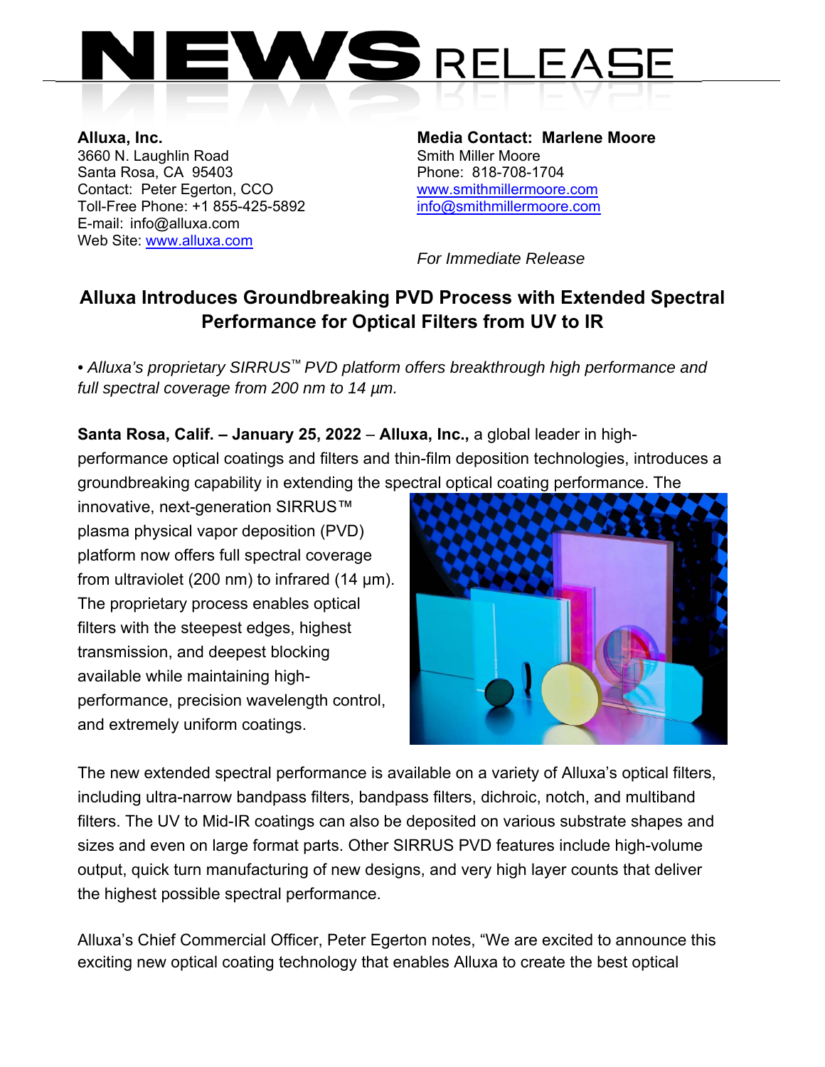# NEWS RELEASE

**Alluxa, Inc.**
3660 N. Laughlin Road
Santa Rosa, CA 95403
Contact: Peter Egerton, CCO
Toll-Free Phone: +1 855-425-5892
E-mail: info@alluxa.com
Web Site: www.alluxa.com

**Media Contact: Marlene Moore**
Smith Miller Moore
Phone: 818-708-1704
www.smithmillermoore.com
info@smithmillermoore.com

*For Immediate Release*

## Alluxa Introduces Groundbreaking PVD Process with Extended Spectral Performance for Optical Filters from UV to IR

• *Alluxa's proprietary SIRRUS™ PVD platform offers breakthrough high performance and full spectral coverage from 200 nm to 14 µm.*

**Santa Rosa, Calif. – January 25, 2022** – **Alluxa, Inc.,** a global leader in high-performance optical coatings and filters and thin-film deposition technologies, introduces a groundbreaking capability in extending the spectral optical coating performance. The innovative, next-generation SIRRUS™ plasma physical vapor deposition (PVD) platform now offers full spectral coverage from ultraviolet (200 nm) to infrared (14 µm). The proprietary process enables optical filters with the steepest edges, highest transmission, and deepest blocking available while maintaining high-performance, precision wavelength control, and extremely uniform coatings.

The new extended spectral performance is available on a variety of Alluxa's optical filters, including ultra-narrow bandpass filters, bandpass filters, dichroic, notch, and multiband filters. The UV to Mid-IR coatings can also be deposited on various substrate shapes and sizes and even on large format parts. Other SIRRUS PVD features include high-volume output, quick turn manufacturing of new designs, and very high layer counts that deliver the highest possible spectral performance.

Alluxa's Chief Commercial Officer, Peter Egerton notes, "We are excited to announce this exciting new optical coating technology that enables Alluxa to create the best optical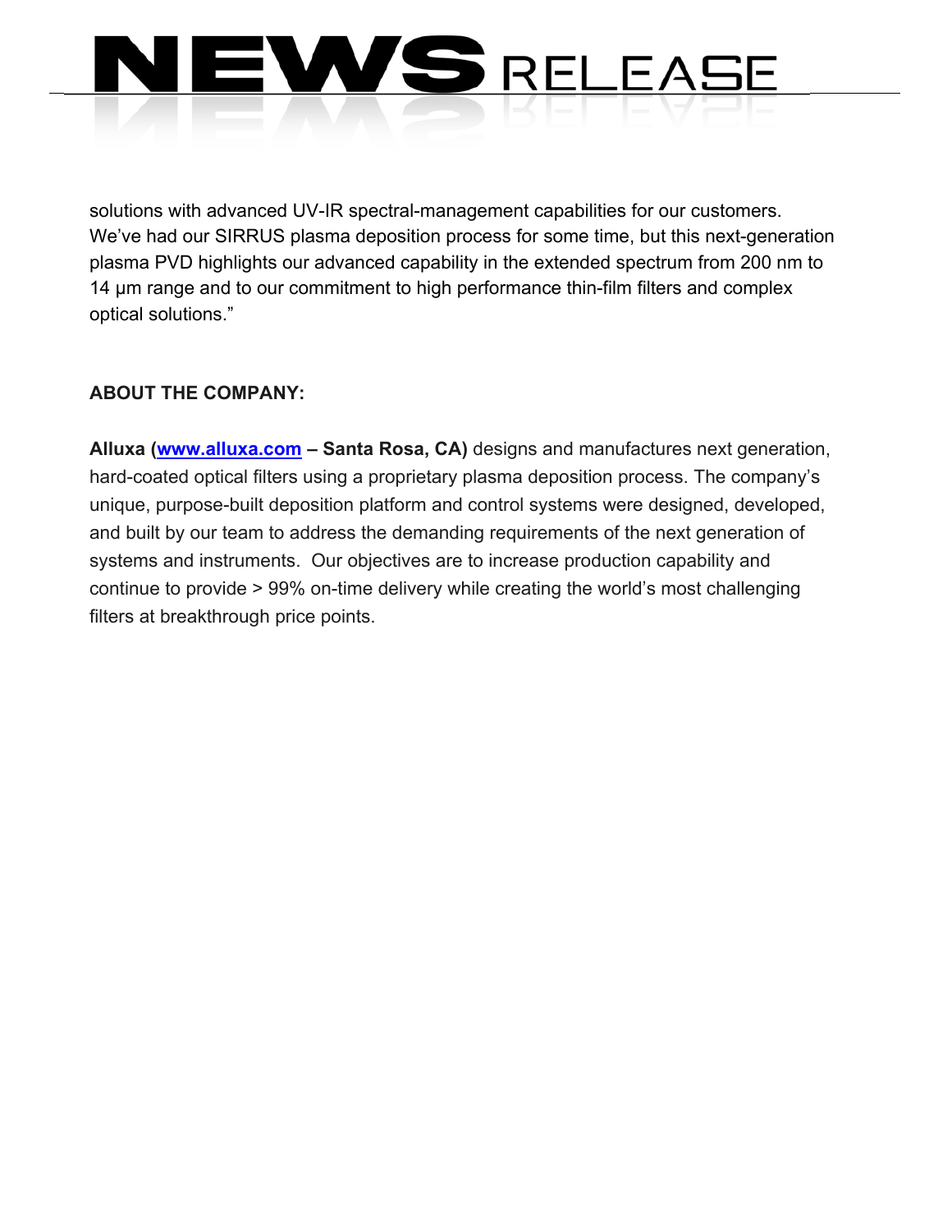solutions with advanced UV-IR spectral-management capabilities for our customers. We've had our SIRRUS plasma deposition process for some time, but this next-generation plasma PVD highlights our advanced capability in the extended spectrum from 200 nm to 14 μm range and to our commitment to high performance thin-film filters and complex optical solutions."

**ABOUT THE COMPANY:**

**Alluxa ([www.alluxa.com](http://www.alluxa.com) – Santa Rosa, CA)** designs and manufactures next generation, hard-coated optical filters using a proprietary plasma deposition process. The company's unique, purpose-built deposition platform and control systems were designed, developed, and built by our team to address the demanding requirements of the next generation of systems and instruments. Our objectives are to increase production capability and continue to provide > 99% on-time delivery while creating the world's most challenging filters at breakthrough price points.